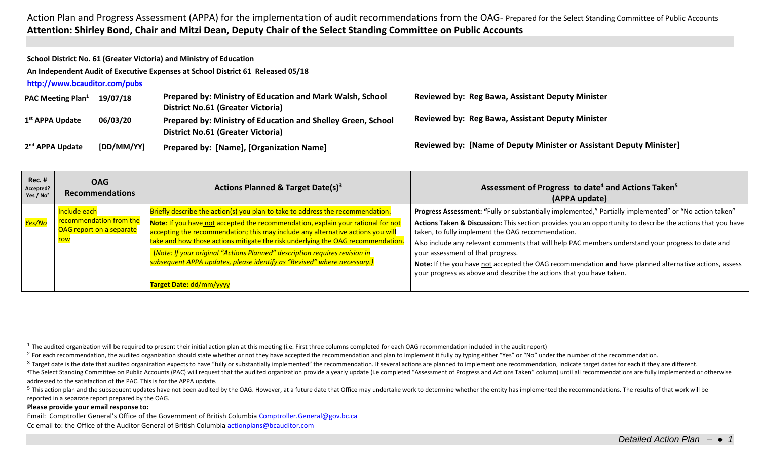# Action Plan and Progress Assessment (APPA) for the implementation of audit recommendations from the OAG- Prepared for the Select Standing Committee of Public Accounts

**Attention: Shirley Bond, Chair and Mitzi Dean, Deputy Chair of the Select Standing Committee on Public Accounts**

**School District No. 61 (Greater Victoria) and Ministry of Education**

**An Independent Audit of Executive Expenses at School District 61 Released 05/18**

**http://www.bcauditor.com/pubs**

| | | | |
|---|---|---|---|
| **PAC Meeting Plan[1]** | **19/07/18** | **Prepared by: Ministry of Education and Mark Walsh, School District No.61 (Greater Victoria)** | **Reviewed by: Reg Bawa, Assistant Deputy Minister** |
| **1st APPA Update** | **06/03/20** | **Prepared by: Ministry of Education and Shelley Green, School District No.61 (Greater Victoria)** | **Reviewed by: Reg Bawa, Assistant Deputy Minister** |
| **2nd APPA Update** | **[DD/MM/YY]** | **Prepared by: [Name], [Organization Name]** | **Reviewed by: [Name of Deputy Minister or Assistant Deputy Minister]** |

| Rec. # Accepted? Yes / No[2] | OAG Recommendations | Actions Planned & Target Date(s)[3] | Assessment of Progress to date[4] and Actions Taken[5] (APPA update) |
|---|---|---|---|
| *Yes/No* | Include each recommendation from the OAG report on a separate row | Briefly describe the action(s) you plan to take to address the recommendation.<br><br>**Note**: If you have not accepted the recommendation, explain your rational for not accepting the recommendation; this may include any alternative actions you will take and how those actions mitigate the risk underlying the OAG recommendation.<br><br>*(Note: If your original "Actions Planned" description requires revision in subsequent APPA updates, please identify as "Revised" where necessary.)*<br><br>**Target Date:** dd/mm/yyyy | **Progress Assessment:** "Fully or substantially implemented," Partially implemented" or "No action taken"<br><br>**Actions Taken & Discussion:** This section provides you an opportunity to describe the actions that you have taken, to fully implement the OAG recommendation.<br><br>Also include any relevant comments that will help PAC members understand your progress to date and your assessment of that progress.<br><br>**Note:** If the you have not accepted the OAG recommendation **and** have planned alternative actions, assess your progress as above and describe the actions that you have taken. |

---

[1] The audited organization will be required to present their initial action plan at this meeting (i.e. First three columns completed for each OAG recommendation included in the audit report)

[2] For each recommendation, the audited organization should state whether or not they have accepted the recommendation and plan to implement it fully by typing either "Yes" or "No" under the number of the recommendation.

[3] Target date is the date that audited organization expects to have "fully or substantially implemented" the recommendation. If several actions are planned to implement one recommendation, indicate target dates for each if they are different.

[4] The Select Standing Committee on Public Accounts (PAC) will request that the audited organization provide a yearly update (i.e completed "Assessment of Progress and Actions Taken" column) until all recommendations are fully implemented or otherwise addressed to the satisfaction of the PAC. This is for the APPA update.

[5] This action plan and the subsequent updates have not been audited by the OAG. However, at a future date that Office may undertake work to determine whether the entity has implemented the recommendations. The results of that work will be reported in a separate report prepared by the OAG.

**Please provide your email response to:**

Email: Comptroller General's Office of the Government of British Columbia Comptroller.General@gov.bc.ca

Cc email to: the Office of the Auditor General of British Columbia actionplans@bcauditor.com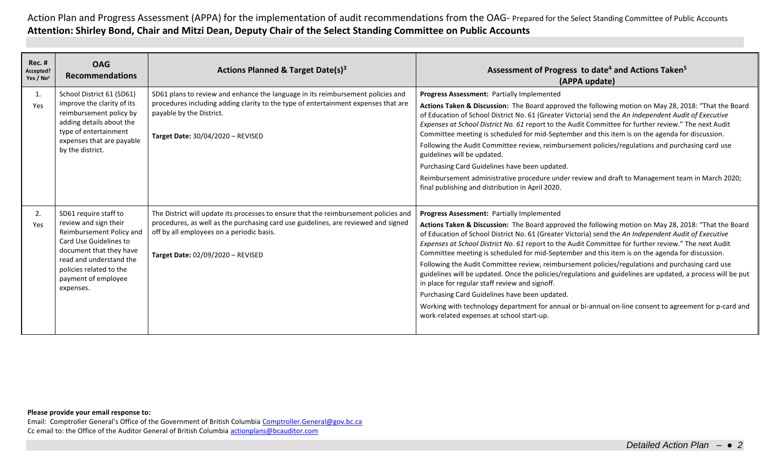Action Plan and Progress Assessment (APPA) for the implementation of audit recommendations from the OAG- Prepared for the Select Standing Committee of Public Accounts

**Attention: Shirley Bond, Chair and Mitzi Dean, Deputy Chair of the Select Standing Committee on Public Accounts**

| Rec. # Accepted? Yes / No[2] | OAG Recommendations | Actions Planned & Target Date(s)[3] | Assessment of Progress to date[4] and Actions Taken[5] (APPA update) |
|---|---|---|---|
| 1. Yes | School District 61 (SD61) improve the clarity of its reimbursement policy by adding details about the type of entertainment expenses that are payable by the district. | SD61 plans to review and enhance the language in its reimbursement policies and procedures including adding clarity to the type of entertainment expenses that are payable by the District.<br><br>**Target Date:** 30/04/2020 – REVISED | **Progress Assessment:** Partially Implemented<br>**Actions Taken & Discussion:** The Board approved the following motion on May 28, 2018: "That the Board of Education of School District No. 61 (Greater Victoria) send the *An Independent Audit of Executive Expenses at School District No. 61* report to the Audit Committee for further review." The next Audit Committee meeting is scheduled for mid-September and this item is on the agenda for discussion.<br>Following the Audit Committee review, reimbursement policies/regulations and purchasing card use guidelines will be updated.<br>Purchasing Card Guidelines have been updated.<br>Reimbursement administrative procedure under review and draft to Management team in March 2020; final publishing and distribution in April 2020. |
| 2. Yes | SD61 require staff to review and sign their Reimbursement Policy and Card Use Guidelines to document that they have read and understand the policies related to the payment of employee expenses. | The District will update its processes to ensure that the reimbursement policies and procedures, as well as the purchasing card use guidelines, are reviewed and signed off by all employees on a periodic basis.<br><br>**Target Date:** 02/09/2020 – REVISED | **Progress Assessment:** Partially Implemented<br>**Actions Taken & Discussion:** The Board approved the following motion on May 28, 2018: "That the Board of Education of School District No. 61 (Greater Victoria) send the *An Independent Audit of Executive Expenses at School District No. 61* report to the Audit Committee for further review." The next Audit Committee meeting is scheduled for mid-September and this item is on the agenda for discussion.<br>Following the Audit Committee review, reimbursement policies/regulations and purchasing card use guidelines will be updated. Once the policies/regulations and guidelines are updated, a process will be put in place for regular staff review and signoff.<br>Purchasing Card Guidelines have been updated.<br>Working with technology department for annual or bi-annual on-line consent to agreement for p-card and work-related expenses at school start-up. |

**Please provide your email response to:**

Email: Comptroller General's Office of the Government of British Columbia Comptroller.General@gov.bc.ca

Cc email to: the Office of the Auditor General of British Columbia actionplans@bcauditor.com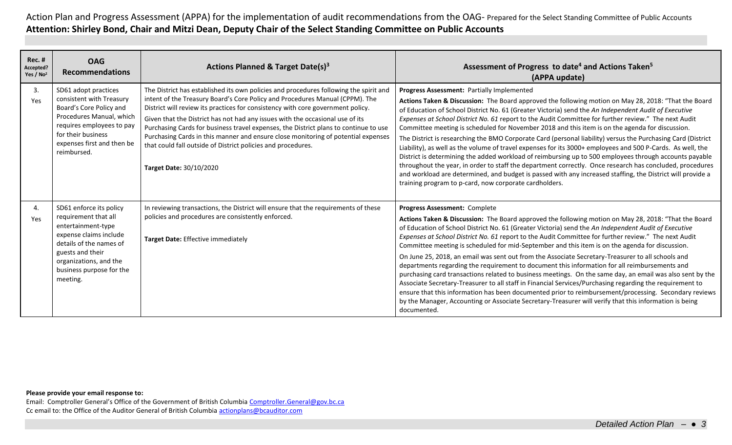Action Plan and Progress Assessment (APPA) for the implementation of audit recommendations from the OAG- Prepared for the Select Standing Committee of Public Accounts

**Attention: Shirley Bond, Chair and Mitzi Dean, Deputy Chair of the Select Standing Committee on Public Accounts**

| Rec. # Accepted? Yes / No[2] | OAG Recommendations | Actions Planned & Target Date(s)[3] | Assessment of Progress to date[4] and Actions Taken[5] (APPA update) |
|---|---|---|---|
| 3. Yes | SD61 adopt practices consistent with Treasury Board's Core Policy and Procedures Manual, which requires employees to pay for their business expenses first and then be reimbursed. | The District has established its own policies and procedures following the spirit and intent of the Treasury Board's Core Policy and Procedures Manual (CPPM). The District will review its practices for consistency with core government policy.<br><br>Given that the District has not had any issues with the occasional use of its Purchasing Cards for business travel expenses, the District plans to continue to use Purchasing Cards in this manner and ensure close monitoring of potential expenses that could fall outside of District policies and procedures.<br><br>**Target Date:** 30/10/2020 | **Progress Assessment:** Partially Implemented<br><br>**Actions Taken & Discussion:** The Board approved the following motion on May 28, 2018: "That the Board of Education of School District No. 61 (Greater Victoria) send the *An Independent Audit of Executive Expenses at School District No. 61* report to the Audit Committee for further review." The next Audit Committee meeting is scheduled for November 2018 and this item is on the agenda for discussion.<br><br>The District is researching the BMO Corporate Card (personal liability) versus the Purchasing Card (District Liability), as well as the volume of travel expenses for its 3000+ employees and 500 P-Cards. As well, the District is determining the added workload of reimbursing up to 500 employees through accounts payable throughout the year, in order to staff the department correctly. Once research has concluded, procedures and workload are determined, and budget is passed with any increased staffing, the District will provide a training program to p-card, now corporate cardholders. |
| 4. Yes | SD61 enforce its policy requirement that all entertainment-type expense claims include details of the names of guests and their organizations, and the business purpose for the meeting. | In reviewing transactions, the District will ensure that the requirements of these policies and procedures are consistently enforced.<br><br>**Target Date:** Effective immediately | **Progress Assessment:** Complete<br><br>**Actions Taken & Discussion:** The Board approved the following motion on May 28, 2018: "That the Board of Education of School District No. 61 (Greater Victoria) send the *An Independent Audit of Executive Expenses at School District No. 61* report to the Audit Committee for further review." The next Audit Committee meeting is scheduled for mid-September and this item is on the agenda for discussion.<br><br>On June 25, 2018, an email was sent out from the Associate Secretary-Treasurer to all schools and departments regarding the requirement to document this information for all reimbursements and purchasing card transactions related to business meetings. On the same day, an email was also sent by the Associate Secretary-Treasurer to all staff in Financial Services/Purchasing regarding the requirement to ensure that this information has been documented prior to reimbursement/processing. Secondary reviews by the Manager, Accounting or Associate Secretary-Treasurer will verify that this information is being documented. |

**Please provide your email response to:**

Email: Comptroller General's Office of the Government of British Columbia Comptroller.General@gov.bc.ca

Cc email to: the Office of the Auditor General of British Columbia actionplans@bcauditor.com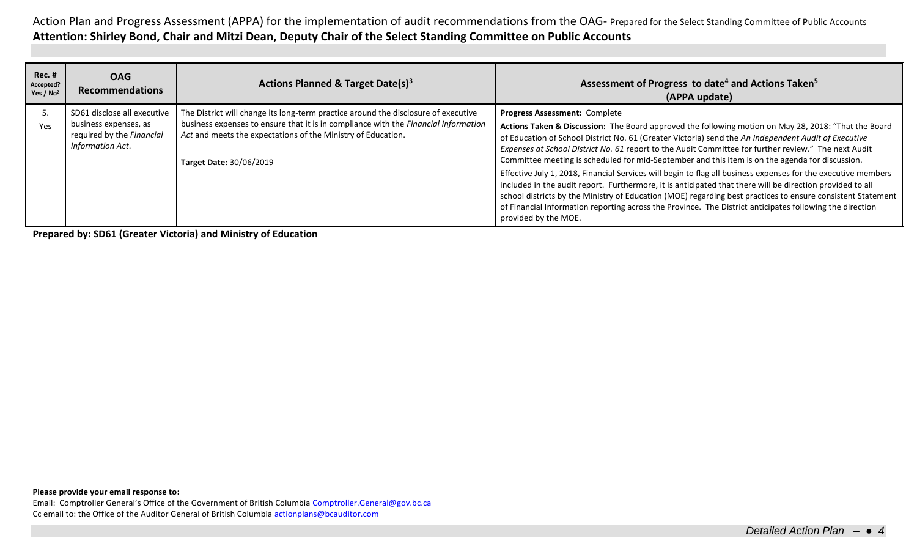Action Plan and Progress Assessment (APPA) for the implementation of audit recommendations from the OAG- Prepared for the Select Standing Committee of Public Accounts

**Attention: Shirley Bond, Chair and Mitzi Dean, Deputy Chair of the Select Standing Committee on Public Accounts**

| **Rec. # Accepted? Yes / No[2]** | **OAG Recommendations** | **Actions Planned & Target Date(s)[3]** | **Assessment of Progress to date[4] and Actions Taken[5] (APPA update)** |
|---|---|---|---|
| 5. Yes | SD61 disclose all executive business expenses, as required by the *Financial Information Act*. | The District will change its long-term practice around the disclosure of executive business expenses to ensure that it is in compliance with the *Financial Information Act* and meets the expectations of the Ministry of Education.<br><br>**Target Date:** 30/06/2019 | **Progress Assessment:** Complete<br><br>**Actions Taken & Discussion:** The Board approved the following motion on May 28, 2018: "That the Board of Education of School District No. 61 (Greater Victoria) send the *An Independent Audit of Executive Expenses at School District No. 61* report to the Audit Committee for further review." The next Audit Committee meeting is scheduled for mid-September and this item is on the agenda for discussion.<br><br>Effective July 1, 2018, Financial Services will begin to flag all business expenses for the executive members included in the audit report. Furthermore, it is anticipated that there will be direction provided to all school districts by the Ministry of Education (MOE) regarding best practices to ensure consistent Statement of Financial Information reporting across the Province. The District anticipates following the direction provided by the MOE. |

**Prepared by: SD61 (Greater Victoria) and Ministry of Education**

**Please provide your email response to:**

Email: Comptroller General's Office of the Government of British Columbia Comptroller.General@gov.bc.ca

Cc email to: the Office of the Auditor General of British Columbia actionplans@bcauditor.com